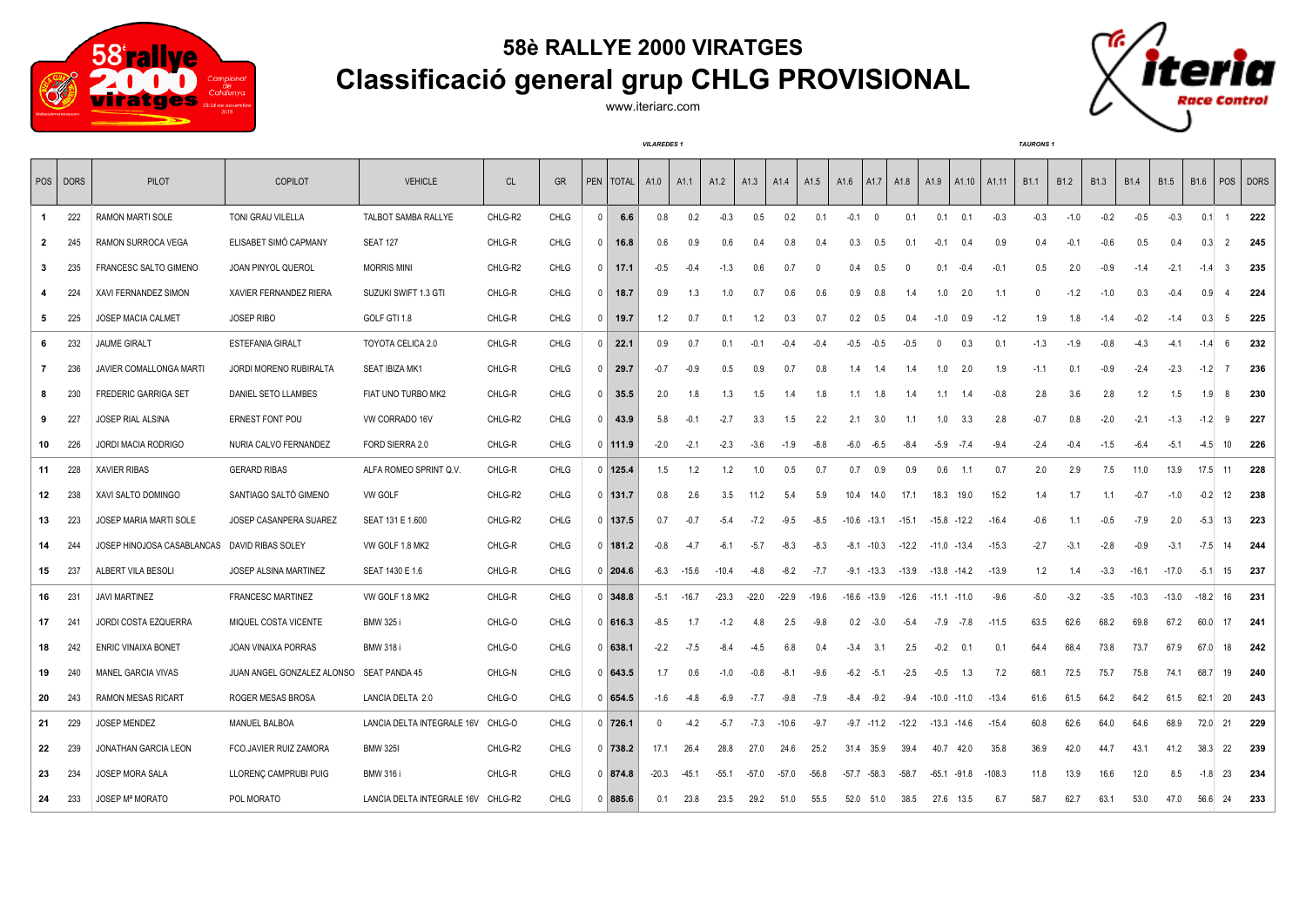# 58è RALLYE 2000 VIRATGES

## Classificació general grup CHLG PROVISIONAL

www.iteriarc.com

| POS | DORS | PILOT | COPILOT | VEHICLE | CL | GR | PEN | TOTAL | A1.0 *VILAREDES 1* | A1.1 | A1.2 | A1.3 | A1.4 | A1.5 | A1.6 | A1.7 | A1.8 | A1.9 | A1.10 | A1.11 | B1.1 *TAURONS 1* | B1.2 | B1.3 | B1.4 | B1.5 | B1.6 | POS | DORS |
|---|---|---|---|---|---|---|---|---|---|---|---|---|---|---|---|---|---|---|---|---|---|---|---|---|---|---|---|---|
| 1 | 222 | RAMON MARTI SOLE | TONI GRAU VILELLA | TALBOT SAMBA RALLYE | CHLG-R2 | CHLG | 0 | 6.6 | 0.8 | 0.2 | -0.3 | 0.5 | 0.2 | 0.1 | -0.1 | 0 | 0.1 | 0.1 | 0.1 | -0.3 | -0.3 | -1.0 | -0.2 | -0.5 | -0.3 | 0.1 | 1 | 222 |
| 2 | 245 | RAMON SURROCA VEGA | ELISABET SIMÓ CAPMANY | SEAT 127 | CHLG-R | CHLG | 0 | 16.8 | 0.6 | 0.9 | 0.6 | 0.4 | 0.8 | 0.4 | 0.3 | 0.5 | 0.1 | -0.1 | 0.4 | 0.9 | 0.4 | -0.1 | -0.6 | 0.5 | 0.4 | 0.3 | 2 | 245 |
| 3 | 235 | FRANCESC SALTO GIMENO | JOAN PINYOL QUEROL | MORRIS MINI | CHLG-R2 | CHLG | 0 | 17.1 | -0.5 | -0.4 | -1.3 | 0.6 | 0.7 | 0 | 0.4 | 0.5 | 0 | 0.1 | -0.4 | -0.1 | 0.5 | 2.0 | -0.9 | -1.4 | -2.1 | -1.4 | 3 | 235 |
| 4 | 224 | XAVI FERNANDEZ SIMON | XAVIER FERNANDEZ RIERA | SUZUKI SWIFT 1.3 GTI | CHLG-R | CHLG | 0 | 18.7 | 0.9 | 1.3 | 1.0 | 0.7 | 0.6 | 0.6 | 0.9 | 0.8 | 1.4 | 1.0 | 2.0 | 1.1 | 0 | -1.2 | -1.0 | 0.3 | -0.4 | 0.9 | 4 | 224 |
| 5 | 225 | JOSEP MACIA CALMET | JOSEP RIBO | GOLF GTI 1.8 | CHLG-R | CHLG | 0 | 19.7 | 1.2 | 0.7 | 0.1 | 1.2 | 0.3 | 0.7 | 0.2 | 0.5 | 0.4 | -1.0 | 0.9 | -1.2 | 1.9 | 1.8 | -1.4 | -0.2 | -1.4 | 0.3 | 5 | 225 |
| 6 | 232 | JAUME GIRALT | ESTEFANIA GIRALT | TOYOTA CELICA 2.0 | CHLG-R | CHLG | 0 | 22.1 | 0.9 | 0.7 | 0.1 | -0.1 | -0.4 | -0.4 | -0.5 | -0.5 | -0.5 | 0 | 0.3 | 0.1 | -1.3 | -1.9 | -0.8 | -4.3 | -4.1 | -1.4 | 6 | 232 |
| 7 | 236 | JAVIER COMALLONGA MARTI | JORDI MORENO RUBIRALTA | SEAT IBIZA MK1 | CHLG-R | CHLG | 0 | 29.7 | -0.7 | -0.9 | 0.5 | 0.9 | 0.7 | 0.8 | 1.4 | 1.4 | 1.4 | 1.0 | 2.0 | 1.9 | -1.1 | 0.1 | -0.9 | -2.4 | -2.3 | -1.2 | 7 | 236 |
| 8 | 230 | FREDERIC GARRIGA SET | DANIEL SETO LLAMBES | FIAT UNO TURBO MK2 | CHLG-R | CHLG | 0 | 35.5 | 2.0 | 1.8 | 1.3 | 1.5 | 1.4 | 1.8 | 1.1 | 1.8 | 1.4 | 1.1 | 1.4 | -0.8 | 2.8 | 3.6 | 2.8 | 1.2 | 1.5 | 1.9 | 8 | 230 |
| 9 | 227 | JOSEP RIAL ALSINA | ERNEST FONT POU | VW CORRADO 16V | CHLG-R2 | CHLG | 0 | 43.9 | 5.8 | -0.1 | -2.7 | 3.3 | 1.5 | 2.2 | 2.1 | 3.0 | 1.1 | 1.0 | 3.3 | 2.8 | -0.7 | 0.8 | -2.0 | -2.1 | -1.3 | -1.2 | 9 | 227 |
| 10 | 226 | JORDI MACIA RODRIGO | NURIA CALVO FERNANDEZ | FORD SIERRA 2.0 | CHLG-R | CHLG | 0 | 111.9 | -2.0 | -2.1 | -2.3 | -3.6 | -1.9 | -8.8 | -6.0 | -6.5 | -8.4 | -5.9 | -7.4 | -9.4 | -2.4 | -0.4 | -1.5 | -6.4 | -5.1 | -4.5 | 10 | 226 |
| 11 | 228 | XAVIER RIBAS | GERARD RIBAS | ALFA ROMEO SPRINT Q.V. | CHLG-R | CHLG | 0 | 125.4 | 1.5 | 1.2 | 1.2 | 1.0 | 0.5 | 0.7 | 0.7 | 0.9 | 0.9 | 0.6 | 1.1 | 0.7 | 2.0 | 2.9 | 7.5 | 11.0 | 13.9 | 17.5 | 11 | 228 |
| 12 | 238 | XAVI SALTO DOMINGO | SANTIAGO SALTÓ GIMENO | VW GOLF | CHLG-R2 | CHLG | 0 | 131.7 | 0.8 | 2.6 | 3.5 | 11.2 | 5.4 | 5.9 | 10.4 | 14.0 | 17.1 | 18.3 | 19.0 | 15.2 | 1.4 | 1.7 | 1.1 | -0.7 | -1.0 | -0.2 | 12 | 238 |
| 13 | 223 | JOSEP MARIA MARTI SOLE | JOSEP CASANPERA SUAREZ | SEAT 131 E 1.600 | CHLG-R2 | CHLG | 0 | 137.5 | 0.7 | -0.7 | -5.4 | -7.2 | -9.5 | -8.5 | -10.6 | -13.1 | -15.1 | -15.8 | -12.2 | -16.4 | -0.6 | 1.1 | -0.5 | -7.9 | 2.0 | -5.3 | 13 | 223 |
| 14 | 244 | JOSEP HINOJOSA CASABLANCAS | DAVID RIBAS SOLEY | VW GOLF 1.8 MK2 | CHLG-R | CHLG | 0 | 181.2 | -0.8 | -4.7 | -6.1 | -5.7 | -8.3 | -8.3 | -8.1 | -10.3 | -12.2 | -11.0 | -13.4 | -15.3 | -2.7 | -3.1 | -2.8 | -0.9 | -3.1 | -7.5 | 14 | 244 |
| 15 | 237 | ALBERT VILA BESOLI | JOSEP ALSINA MARTINEZ | SEAT 1430 E 1.6 | CHLG-R | CHLG | 0 | 204.6 | -6.3 | -15.6 | -10.4 | -4.8 | -8.2 | -7.7 | -9.1 | -13.3 | -13.9 | -13.8 | -14.2 | -13.9 | 1.2 | 1.4 | -3.3 | -16.1 | -17.0 | -5.1 | 15 | 237 |
| 16 | 231 | JAVI MARTINEZ | FRANCESC MARTINEZ | VW GOLF 1.8 MK2 | CHLG-R | CHLG | 0 | 348.8 | -5.1 | -16.7 | -23.3 | -22.0 | -22.9 | -19.6 | -16.6 | -13.9 | -12.6 | -11.1 | -11.0 | -9.6 | -5.0 | -3.2 | -3.5 | -10.3 | -13.0 | -18.2 | 16 | 231 |
| 17 | 241 | JORDI COSTA EZQUERRA | MIQUEL COSTA VICENTE | BMW 325 i | CHLG-O | CHLG | 0 | 616.3 | -8.5 | 1.7 | -1.2 | 4.8 | 2.5 | -9.8 | 0.2 | -3.0 | -5.4 | -7.9 | -7.8 | -11.5 | 63.5 | 62.6 | 68.2 | 69.8 | 67.2 | 60.0 | 17 | 241 |
| 18 | 242 | ENRIC VINAIXA BONET | JOAN VINAIXA PORRAS | BMW 318 i | CHLG-O | CHLG | 0 | 638.1 | -2.2 | -7.5 | -8.4 | -4.5 | 6.8 | 0.4 | -3.4 | 3.1 | 2.5 | -0.2 | 0.1 | 0.1 | 64.4 | 68.4 | 73.8 | 73.7 | 67.9 | 67.0 | 18 | 242 |
| 19 | 240 | MANEL GARCIA VIVAS | JUAN ANGEL GONZALEZ ALONSO | SEAT PANDA 45 | CHLG-N | CHLG | 0 | 643.5 | 1.7 | 0.6 | -1.0 | -0.8 | -8.1 | -9.6 | -6.2 | -5.1 | -2.5 | -0.5 | 1.3 | 7.2 | 68.1 | 72.5 | 75.7 | 75.8 | 74.1 | 68.7 | 19 | 240 |
| 20 | 243 | RAMON MESAS RICART | ROGER MESAS BROSA | LANCIA DELTA 2.0 | CHLG-O | CHLG | 0 | 654.5 | -1.6 | -4.8 | -6.9 | -7.7 | -9.8 | -7.9 | -8.4 | -9.2 | -9.4 | -10.0 | -11.0 | -13.4 | 61.6 | 61.5 | 64.2 | 64.2 | 61.5 | 62.1 | 20 | 243 |
| 21 | 229 | JOSEP MENDEZ | MANUEL BALBOA | LANCIA DELTA INTEGRALE 16V | CHLG-O | CHLG | 0 | 726.1 | 0 | -4.2 | -5.7 | -7.3 | -10.6 | -9.7 | -9.7 | -11.2 | -12.2 | -13.3 | -14.6 | -15.4 | 60.8 | 62.6 | 64.0 | 64.6 | 68.9 | 72.0 | 21 | 229 |
| 22 | 239 | JONATHAN GARCIA LEON | FCO.JAVIER RUIZ ZAMORA | BMW 325I | CHLG-R2 | CHLG | 0 | 738.2 | 17.1 | 26.4 | 28.8 | 27.0 | 24.6 | 25.2 | 31.4 | 35.9 | 39.4 | 40.7 | 42.0 | 35.8 | 36.9 | 42.0 | 44.7 | 43.1 | 41.2 | 38.3 | 22 | 239 |
| 23 | 234 | JOSEP MORA SALA | LLORENÇ CAMPRUBI PUIG | BMW 316 i | CHLG-R | CHLG | 0 | 874.8 | -20.3 | -45.1 | -55.1 | -57.0 | -57.0 | -56.8 | -57.7 | -58.3 | -58.7 | -65.1 | -91.8 | -108.3 | 11.8 | 13.9 | 16.6 | 12.0 | 8.5 | -1.8 | 23 | 234 |
| 24 | 233 | JOSEP Mª MORATO | POL MORATO | LANCIA DELTA INTEGRALE 16V | CHLG-R2 | CHLG | 0 | 885.6 | 0.1 | 23.8 | 23.5 | 29.2 | 51.0 | 55.5 | 52.0 | 51.0 | 38.5 | 27.6 | 13.5 | 6.7 | 58.7 | 62.7 | 63.1 | 53.0 | 47.0 | 56.6 | 24 | 233 |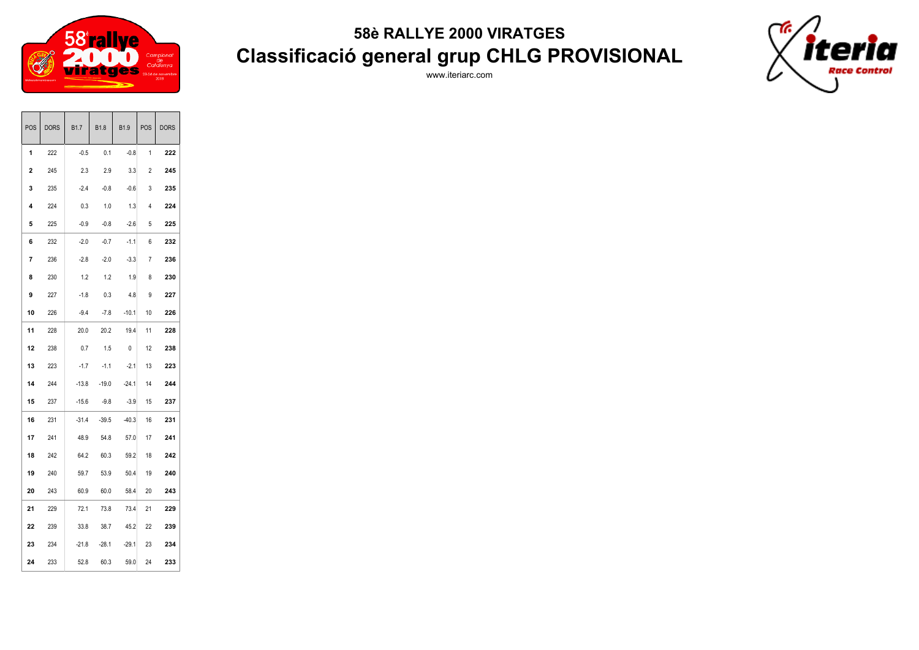# 58è RALLYE 2000 VIRATGES

## Classificació general grup CHLG PROVISIONAL

www.iteriarc.com

| POS | DORS | B1.7 | B1.8 | B1.9 | POS | DORS |
|---|---|---|---|---|---|---|
| **1** | 222 | -0.5 | 0.1 | -0.8 | 1 | **222** |
| **2** | 245 | 2.3 | 2.9 | 3.3 | 2 | **245** |
| **3** | 235 | -2.4 | -0.8 | -0.6 | 3 | **235** |
| **4** | 224 | 0.3 | 1.0 | 1.3 | 4 | **224** |
| **5** | 225 | -0.9 | -0.8 | -2.6 | 5 | **225** |
| **6** | 232 | -2.0 | -0.7 | -1.1 | 6 | **232** |
| **7** | 236 | -2.8 | -2.0 | -3.3 | 7 | **236** |
| **8** | 230 | 1.2 | 1.2 | 1.9 | 8 | **230** |
| **9** | 227 | -1.8 | 0.3 | 4.8 | 9 | **227** |
| **10** | 226 | -9.4 | -7.8 | -10.1 | 10 | **226** |
| **11** | 228 | 20.0 | 20.2 | 19.4 | 11 | **228** |
| **12** | 238 | 0.7 | 1.5 | 0 | 12 | **238** |
| **13** | 223 | -1.7 | -1.1 | -2.1 | 13 | **223** |
| **14** | 244 | -13.8 | -19.0 | -24.1 | 14 | **244** |
| **15** | 237 | -15.6 | -9.8 | -3.9 | 15 | **237** |
| **16** | 231 | -31.4 | -39.5 | -40.3 | 16 | **231** |
| **17** | 241 | 48.9 | 54.8 | 57.0 | 17 | **241** |
| **18** | 242 | 64.2 | 60.3 | 59.2 | 18 | **242** |
| **19** | 240 | 59.7 | 53.9 | 50.4 | 19 | **240** |
| **20** | 243 | 60.9 | 60.0 | 58.4 | 20 | **243** |
| **21** | 229 | 72.1 | 73.8 | 73.4 | 21 | **229** |
| **22** | 239 | 33.8 | 38.7 | 45.2 | 22 | **239** |
| **23** | 234 | -21.8 | -28.1 | -29.1 | 23 | **234** |
| **24** | 233 | 52.8 | 60.3 | 59.0 | 24 | **233** |